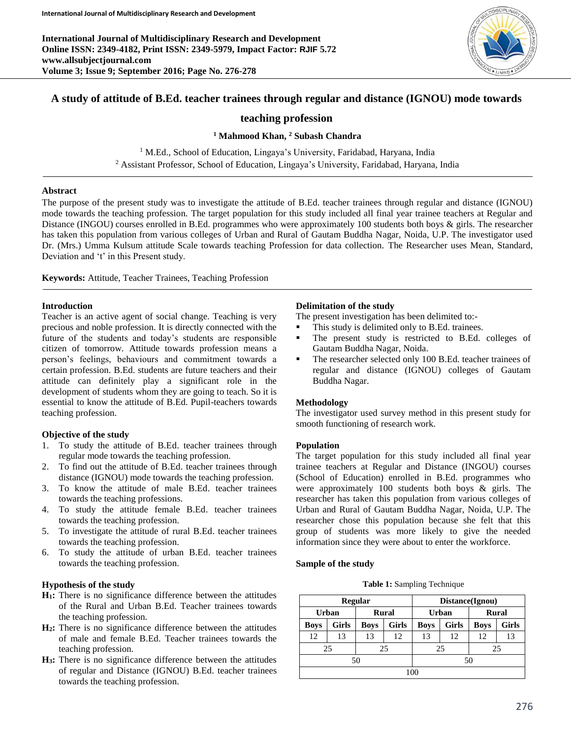# A study of attitude of B.Ed. teacher trainees through regular and distance (IGNOU) mode towards teaching profession

**[1] Mahmood Khan, [2] Subash Chandra**

[1] M.Ed., School of Education, Lingaya's University, Faridabad, Haryana, India
[2] Assistant Professor, School of Education, Lingaya's University, Faridabad, Haryana, India

## Abstract

The purpose of the present study was to investigate the attitude of B.Ed. teacher trainees through regular and distance (IGNOU) mode towards the teaching profession. The target population for this study included all final year trainee teachers at Regular and Distance (INGOU) courses enrolled in B.Ed. programmes who were approximately 100 students both boys & girls. The researcher has taken this population from various colleges of Urban and Rural of Gautam Buddha Nagar, Noida, U.P. The investigator used Dr. (Mrs.) Umma Kulsum attitude Scale towards teaching Profession for data collection. The Researcher uses Mean, Standard, Deviation and 't' in this Present study.

**Keywords:** Attitude, Teacher Trainees, Teaching Profession

## Introduction

Teacher is an active agent of social change. Teaching is very precious and noble profession. It is directly connected with the future of the students and today's students are responsible citizen of tomorrow. Attitude towards profession means a person's feelings, behaviours and commitment towards a certain profession. B.Ed. students are future teachers and their attitude can definitely play a significant role in the development of students whom they are going to teach. So it is essential to know the attitude of B.Ed. Pupil-teachers towards teaching profession.

## Objective of the study

1. To study the attitude of B.Ed. teacher trainees through regular mode towards the teaching profession.
2. To find out the attitude of B.Ed. teacher trainees through distance (IGNOU) mode towards the teaching profession.
3. To know the attitude of male B.Ed. teacher trainees towards the teaching professions.
4. To study the attitude female B.Ed. teacher trainees towards the teaching profession.
5. To investigate the attitude of rural B.Ed. teacher trainees towards the teaching profession.
6. To study the attitude of urban B.Ed. teacher trainees towards the teaching profession.

## Hypothesis of the study

**$H_1$:** There is no significance difference between the attitudes of the Rural and Urban B.Ed. Teacher trainees towards the teaching profession.

**$H_2$:** There is no significance difference between the attitudes of male and female B.Ed. Teacher trainees towards the teaching profession.

**$H_3$:** There is no significance difference between the attitudes of regular and Distance (IGNOU) B.Ed. teacher trainees towards the teaching profession.

## Delimitation of the study

The present investigation has been delimited to:-

- This study is delimited only to B.Ed. trainees.
- The present study is restricted to B.Ed. colleges of Gautam Buddha Nagar, Noida.
- The researcher selected only 100 B.Ed. teacher trainees of regular and distance (IGNOU) colleges of Gautam Buddha Nagar.

## Methodology

The investigator used survey method in this present study for smooth functioning of research work.

## Population

The target population for this study included all final year trainee teachers at Regular and Distance (INGOU) courses (School of Education) enrolled in B.Ed. programmes who were approximately 100 students both boys & girls. The researcher has taken this population from various colleges of Urban and Rural of Gautam Buddha Nagar, Noida, U.P. The researcher chose this population because she felt that this group of students was more likely to give the needed information since they were about to enter the workforce.

## Sample of the study

**Table 1:** Sampling Technique

| Regular | | | | Distance(Ignou) | | | |
|---|---|---|---|---|---|---|---|
| Urban | | Rural | | Urban | | Rural | |
| **Boys** | **Girls** | **Boys** | **Girls** | **Boys** | **Girls** | **Boys** | **Girls** |
| 12 | 13 | 13 | 12 | 13 | 12 | 12 | 13 |
| 25 | | 25 | | 25 | | 25 | |
| 50 | | | | 50 | | | |
| 100 | | | | | | | |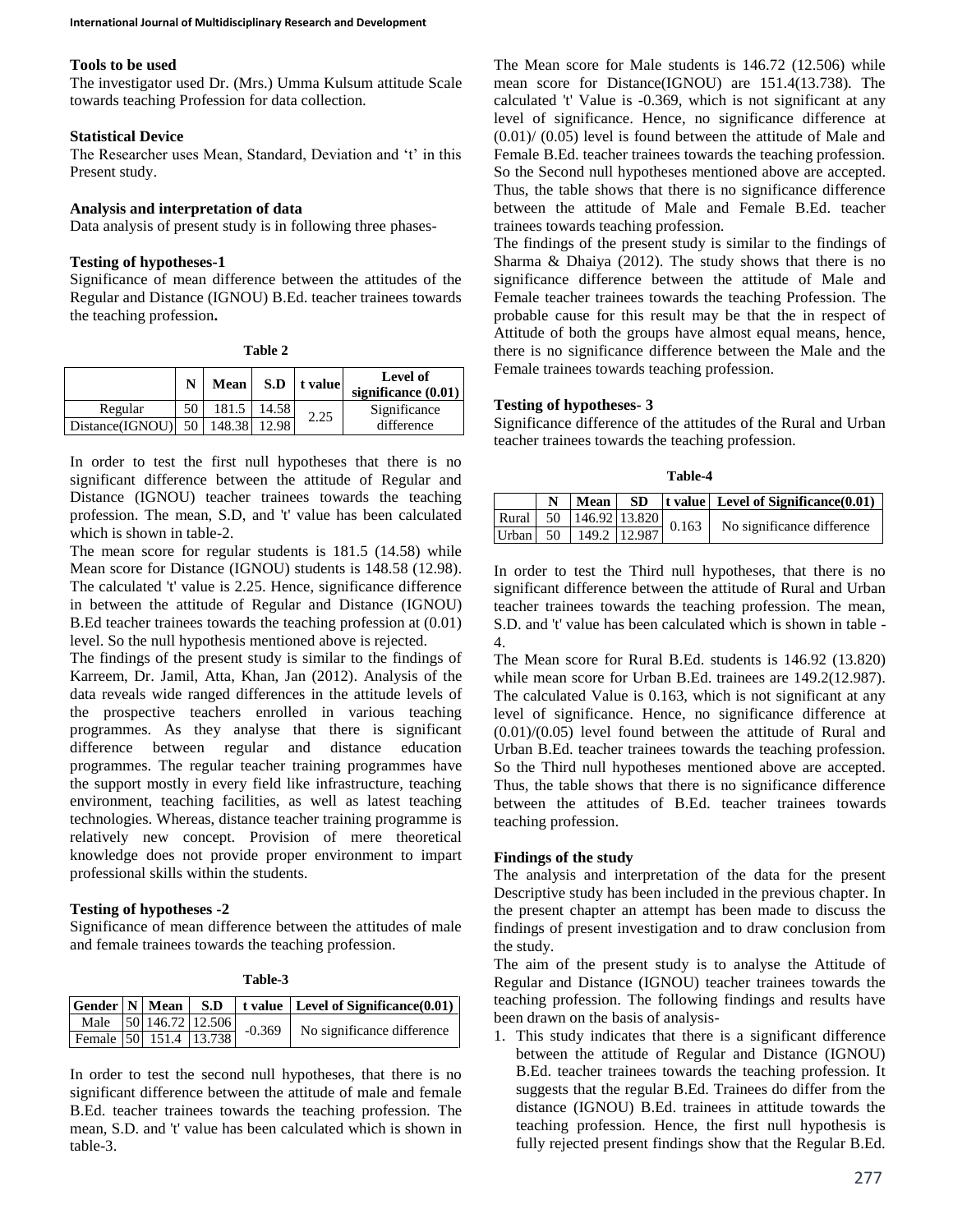### Tools to be used

The investigator used Dr. (Mrs.) Umma Kulsum attitude Scale towards teaching Profession for data collection.

### Statistical Device

The Researcher uses Mean, Standard, Deviation and 't' in this Present study.

### Analysis and interpretation of data

Data analysis of present study is in following three phases-

### Testing of hypotheses-1

Significance of mean difference between the attitudes of the Regular and Distance (IGNOU) B.Ed. teacher trainees towards the teaching profession**.**

**Table 2**

| | N | Mean | S.D | t value | Level of significance (0.01) |
|---|---|---|---|---|---|
| Regular | 50 | 181.5 | 14.58 | 2.25 | Significance difference |
| Distance(IGNOU) | 50 | 148.38 | 12.98 | | |

In order to test the first null hypotheses that there is no significant difference between the attitude of Regular and Distance (IGNOU) teacher trainees towards the teaching profession. The mean, S.D, and 't' value has been calculated which is shown in table-2.

The mean score for regular students is 181.5 (14.58) while Mean score for Distance (IGNOU) students is 148.58 (12.98). The calculated 't' value is 2.25. Hence, significance difference in between the attitude of Regular and Distance (IGNOU) B.Ed teacher trainees towards the teaching profession at (0.01) level. So the null hypothesis mentioned above is rejected.

The findings of the present study is similar to the findings of Karreem, Dr. Jamil, Atta, Khan, Jan (2012). Analysis of the data reveals wide ranged differences in the attitude levels of the prospective teachers enrolled in various teaching programmes. As they analyse that there is significant difference between regular and distance education programmes. The regular teacher training programmes have the support mostly in every field like infrastructure, teaching environment, teaching facilities, as well as latest teaching technologies. Whereas, distance teacher training programme is relatively new concept. Provision of mere theoretical knowledge does not provide proper environment to impart professional skills within the students.

### Testing of hypotheses -2

Significance of mean difference between the attitudes of male and female trainees towards the teaching profession.

**Table-3**

| Gender | N | Mean | S.D | t value | Level of Significance(0.01) |
|---|---|---|---|---|---|
| Male | 50 | 146.72 | 12.506 | -0.369 | No significance difference |
| Female | 50 | 151.4 | 13.738 | | |

In order to test the second null hypotheses, that there is no significant difference between the attitude of male and female B.Ed. teacher trainees towards the teaching profession. The mean, S.D. and 't' value has been calculated which is shown in table-3.

The Mean score for Male students is 146.72 (12.506) while mean score for Distance(IGNOU) are 151.4(13.738). The calculated 't' Value is -0.369, which is not significant at any level of significance. Hence, no significance difference at (0.01)/ (0.05) level is found between the attitude of Male and Female B.Ed. teacher trainees towards the teaching profession. So the Second null hypotheses mentioned above are accepted. Thus, the table shows that there is no significance difference between the attitude of Male and Female B.Ed. teacher trainees towards teaching profession.

The findings of the present study is similar to the findings of Sharma & Dhaiya (2012). The study shows that there is no significance difference between the attitude of Male and Female teacher trainees towards the teaching Profession. The probable cause for this result may be that the in respect of Attitude of both the groups have almost equal means, hence, there is no significance difference between the Male and the Female trainees towards teaching profession.

### Testing of hypotheses- 3

Significance difference of the attitudes of the Rural and Urban teacher trainees towards the teaching profession.

**Table-4**

| | N | Mean | SD | t value | Level of Significance(0.01) |
|---|---|---|---|---|---|
| Rural | 50 | 146.92 | 13.820 | 0.163 | No significance difference |
| Urban | 50 | 149.2 | 12.987 | | |

In order to test the Third null hypotheses, that there is no significant difference between the attitude of Rural and Urban teacher trainees towards the teaching profession. The mean, S.D. and 't' value has been calculated which is shown in table -4.

The Mean score for Rural B.Ed. students is 146.92 (13.820) while mean score for Urban B.Ed. trainees are 149.2(12.987). The calculated Value is 0.163, which is not significant at any level of significance. Hence, no significance difference at (0.01)/(0.05) level found between the attitude of Rural and Urban B.Ed. teacher trainees towards the teaching profession. So the Third null hypotheses mentioned above are accepted. Thus, the table shows that there is no significance difference between the attitudes of B.Ed. teacher trainees towards teaching profession.

### Findings of the study

The analysis and interpretation of the data for the present Descriptive study has been included in the previous chapter. In the present chapter an attempt has been made to discuss the findings of present investigation and to draw conclusion from the study.

The aim of the present study is to analyse the Attitude of Regular and Distance (IGNOU) teacher trainees towards the teaching profession. The following findings and results have been drawn on the basis of analysis-

1. This study indicates that there is a significant difference between the attitude of Regular and Distance (IGNOU) B.Ed. teacher trainees towards the teaching profession. It suggests that the regular B.Ed. Trainees do differ from the distance (IGNOU) B.Ed. trainees in attitude towards the teaching profession. Hence, the first null hypothesis is fully rejected present findings show that the Regular B.Ed.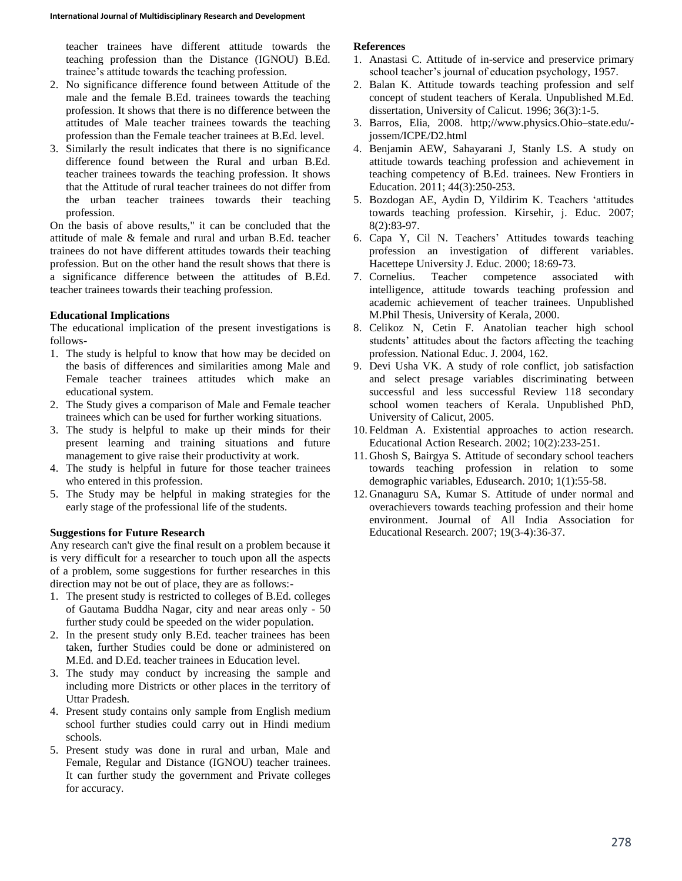teacher trainees have different attitude towards the teaching profession than the Distance (IGNOU) B.Ed. trainee's attitude towards the teaching profession.

2. No significance difference found between Attitude of the male and the female B.Ed. trainees towards the teaching profession. It shows that there is no difference between the attitudes of Male teacher trainees towards the teaching profession than the Female teacher trainees at B.Ed. level.
3. Similarly the result indicates that there is no significance difference found between the Rural and urban B.Ed. teacher trainees towards the teaching profession. It shows that the Attitude of rural teacher trainees do not differ from the urban teacher trainees towards their teaching profession.

On the basis of above results," it can be concluded that the attitude of male & female and rural and urban B.Ed. teacher trainees do not have different attitudes towards their teaching profession. But on the other hand the result shows that there is a significance difference between the attitudes of B.Ed. teacher trainees towards their teaching profession.

**Educational Implications**

The educational implication of the present investigations is follows-

1. The study is helpful to know that how may be decided on the basis of differences and similarities among Male and Female teacher trainees attitudes which make an educational system.
2. The Study gives a comparison of Male and Female teacher trainees which can be used for further working situations.
3. The study is helpful to make up their minds for their present learning and training situations and future management to give raise their productivity at work.
4. The study is helpful in future for those teacher trainees who entered in this profession.
5. The Study may be helpful in making strategies for the early stage of the professional life of the students.

**Suggestions for Future Research**

Any research can't give the final result on a problem because it is very difficult for a researcher to touch upon all the aspects of a problem, some suggestions for further researches in this direction may not be out of place, they are as follows:-

1. The present study is restricted to colleges of B.Ed. colleges of Gautama Buddha Nagar, city and near areas only - 50 further study could be speeded on the wider population.
2. In the present study only B.Ed. teacher trainees has been taken, further Studies could be done or administered on M.Ed. and D.Ed. teacher trainees in Education level.
3. The study may conduct by increasing the sample and including more Districts or other places in the territory of Uttar Pradesh.
4. Present study contains only sample from English medium school further studies could carry out in Hindi medium schools.
5. Present study was done in rural and urban, Male and Female, Regular and Distance (IGNOU) teacher trainees. It can further study the government and Private colleges for accuracy.

**References**

1. Anastasi C. Attitude of in-service and preservice primary school teacher's journal of education psychology, 1957.
2. Balan K. Attitude towards teaching profession and self concept of student teachers of Kerala. Unpublished M.Ed. dissertation, University of Calicut. 1996; 36(3):1-5.
3. Barros, Elia, 2008. http;//www.physics.Ohio–state.edu/-jossem/ICPE/D2.html
4. Benjamin AEW, Sahayarani J, Stanly LS. A study on attitude towards teaching profession and achievement in teaching competency of B.Ed. trainees. New Frontiers in Education. 2011; 44(3):250-253.
5. Bozdogan AE, Aydin D, Yildirim K. Teachers 'attitudes towards teaching profession. Kirsehir, j. Educ. 2007; 8(2):83-97.
6. Capa Y, Cil N. Teachers' Attitudes towards teaching profession an investigation of different variables. Hacettepe University J. Educ. 2000; 18:69-73.
7. Cornelius. Teacher competence associated with intelligence, attitude towards teaching profession and academic achievement of teacher trainees. Unpublished M.Phil Thesis, University of Kerala, 2000.
8. Celikoz N, Cetin F. Anatolian teacher high school students' attitudes about the factors affecting the teaching profession. National Educ. J. 2004, 162.
9. Devi Usha VK. A study of role conflict, job satisfaction and select presage variables discriminating between successful and less successful Review 118 secondary school women teachers of Kerala. Unpublished PhD, University of Calicut, 2005.
10. Feldman A. Existential approaches to action research. Educational Action Research. 2002; 10(2):233-251.
11. Ghosh S, Bairgya S. Attitude of secondary school teachers towards teaching profession in relation to some demographic variables, Edusearch. 2010; 1(1):55-58.
12. Gnanaguru SA, Kumar S. Attitude of under normal and overachievers towards teaching profession and their home environment. Journal of All India Association for Educational Research. 2007; 19(3-4):36-37.